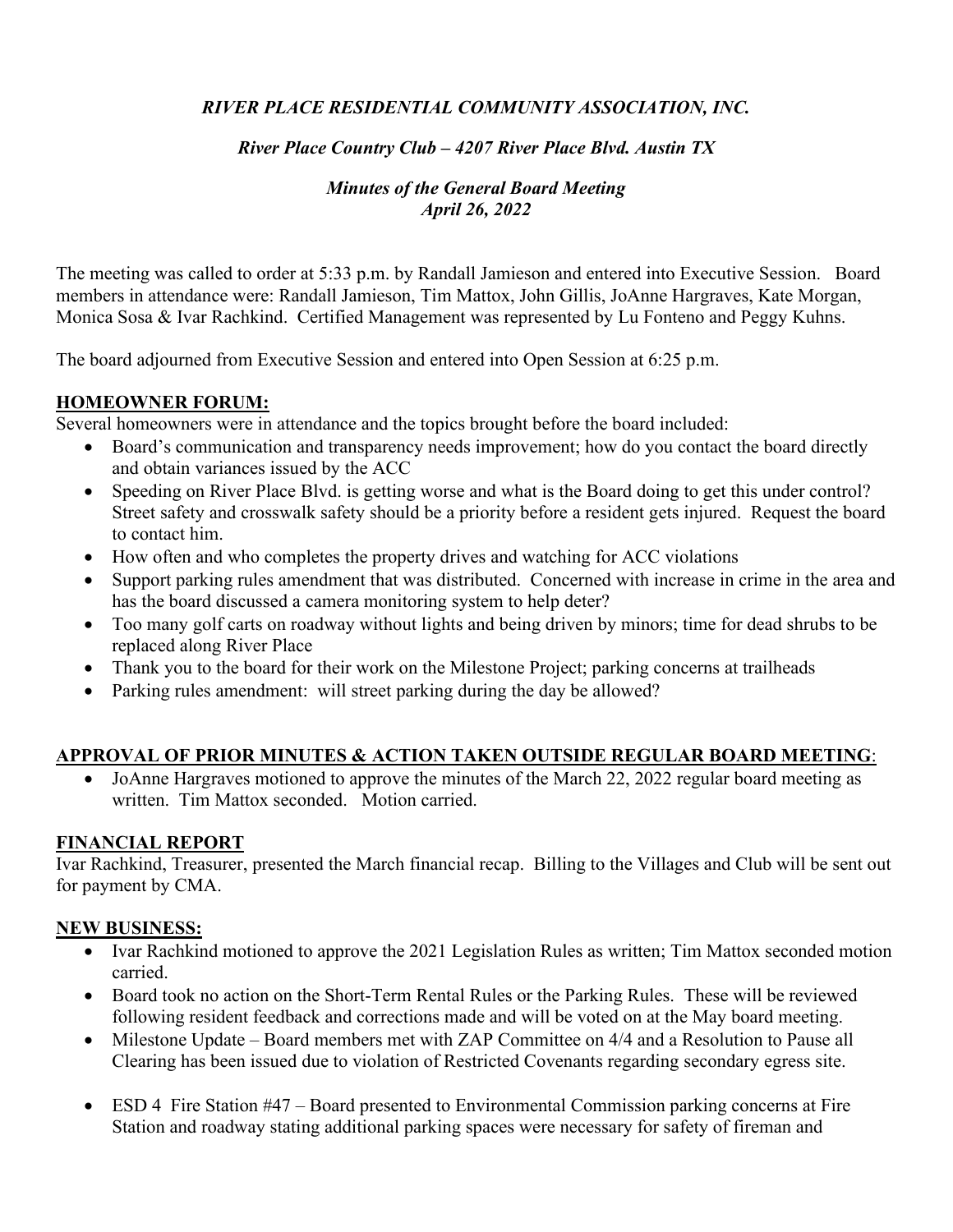*RIVER PLACE RESIDENTIAL COMMUNITY ASSOCIATION, INC.*

*River Place Country Club – 4207 River Place Blvd. Austin TX*

*Minutes of the General Board Meeting*
*April 26, 2022*

The meeting was called to order at 5:33 p.m. by Randall Jamieson and entered into Executive Session. Board members in attendance were: Randall Jamieson, Tim Mattox, John Gillis, JoAnne Hargraves, Kate Morgan, Monica Sosa & Ivar Rachkind. Certified Management was represented by Lu Fonteno and Peggy Kuhns.

The board adjourned from Executive Session and entered into Open Session at 6:25 p.m.

**HOMEOWNER FORUM:**

Several homeowners were in attendance and the topics brought before the board included:

- Board's communication and transparency needs improvement; how do you contact the board directly and obtain variances issued by the ACC
- Speeding on River Place Blvd. is getting worse and what is the Board doing to get this under control? Street safety and crosswalk safety should be a priority before a resident gets injured. Request the board to contact him.
- How often and who completes the property drives and watching for ACC violations
- Support parking rules amendment that was distributed. Concerned with increase in crime in the area and has the board discussed a camera monitoring system to help deter?
- Too many golf carts on roadway without lights and being driven by minors; time for dead shrubs to be replaced along River Place
- Thank you to the board for their work on the Milestone Project; parking concerns at trailheads
- Parking rules amendment: will street parking during the day be allowed?

**APPROVAL OF PRIOR MINUTES & ACTION TAKEN OUTSIDE REGULAR BOARD MEETING**:

- JoAnne Hargraves motioned to approve the minutes of the March 22, 2022 regular board meeting as written. Tim Mattox seconded. Motion carried.

**FINANCIAL REPORT**

Ivar Rachkind, Treasurer, presented the March financial recap. Billing to the Villages and Club will be sent out for payment by CMA.

**NEW BUSINESS:**

- Ivar Rachkind motioned to approve the 2021 Legislation Rules as written; Tim Mattox seconded motion carried.
- Board took no action on the Short-Term Rental Rules or the Parking Rules. These will be reviewed following resident feedback and corrections made and will be voted on at the May board meeting.
- Milestone Update – Board members met with ZAP Committee on 4/4 and a Resolution to Pause all Clearing has been issued due to violation of Restricted Covenants regarding secondary egress site.
- ESD 4 Fire Station #47 – Board presented to Environmental Commission parking concerns at Fire Station and roadway stating additional parking spaces were necessary for safety of fireman and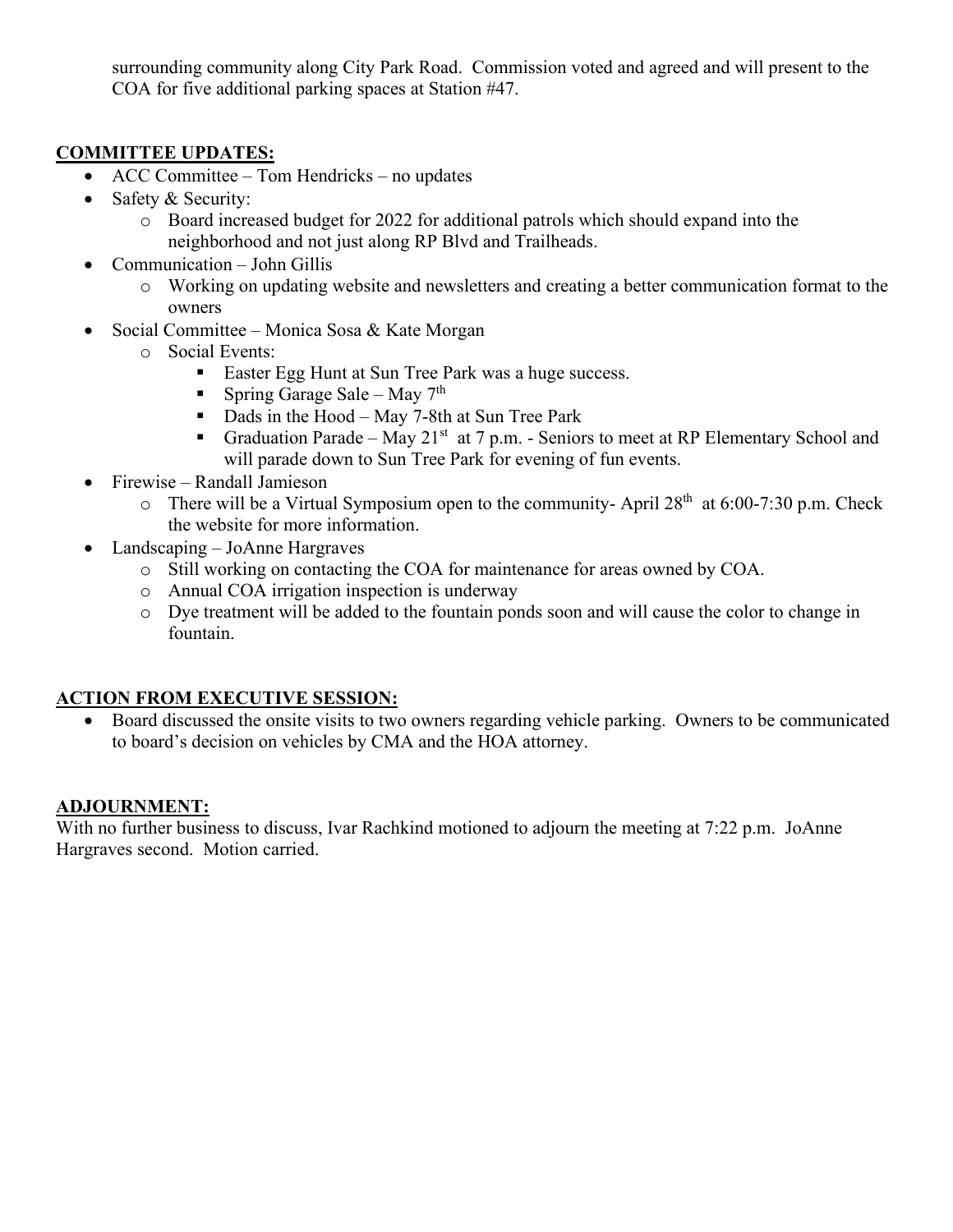surrounding community along City Park Road. Commission voted and agreed and will present to the COA for five additional parking spaces at Station #47.

**COMMITTEE UPDATES:**

- ACC Committee – Tom Hendricks – no updates
- Safety & Security:
  - Board increased budget for 2022 for additional patrols which should expand into the neighborhood and not just along RP Blvd and Trailheads.
- Communication – John Gillis
  - Working on updating website and newsletters and creating a better communication format to the owners
- Social Committee – Monica Sosa & Kate Morgan
  - Social Events:
    - Easter Egg Hunt at Sun Tree Park was a huge success.
    - Spring Garage Sale – May 7th
    - Dads in the Hood – May 7-8th at Sun Tree Park
    - Graduation Parade – May 21st at 7 p.m. - Seniors to meet at RP Elementary School and will parade down to Sun Tree Park for evening of fun events.
- Firewise – Randall Jamieson
  - There will be a Virtual Symposium open to the community- April 28th at 6:00-7:30 p.m. Check the website for more information.
- Landscaping – JoAnne Hargraves
  - Still working on contacting the COA for maintenance for areas owned by COA.
  - Annual COA irrigation inspection is underway
  - Dye treatment will be added to the fountain ponds soon and will cause the color to change in fountain.

**ACTION FROM EXECUTIVE SESSION:**

- Board discussed the onsite visits to two owners regarding vehicle parking. Owners to be communicated to board's decision on vehicles by CMA and the HOA attorney.

**ADJOURNMENT:**

With no further business to discuss, Ivar Rachkind motioned to adjourn the meeting at 7:22 p.m. JoAnne Hargraves second. Motion carried.